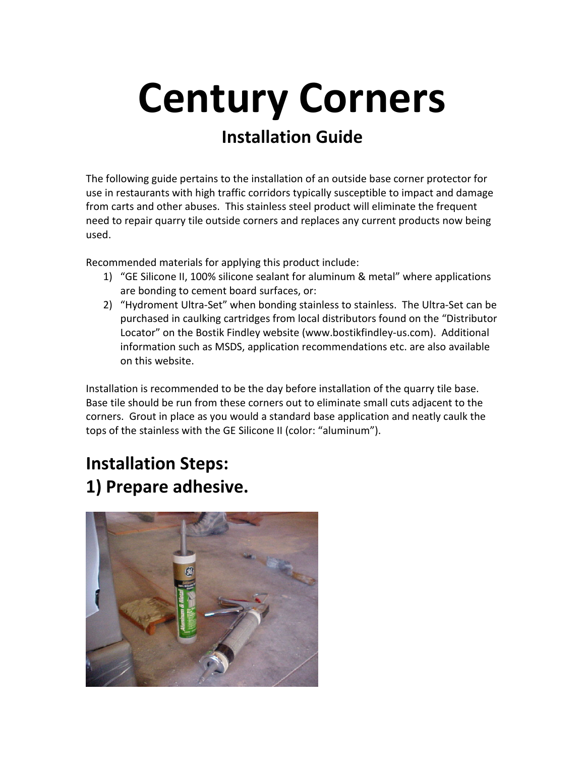# Century Corners

## Installation Guide

The following guide pertains to the installation of an outside base corner protector for use in restaurants with high traffic corridors typically susceptible to impact and damage from carts and other abuses. This stainless steel product will eliminate the frequent need to repair quarry tile outside corners and replaces any current products now being used.

Recommended materials for applying this product include:

1) "GE Silicone II, 100% silicone sealant for aluminum & metal" where applications are bonding to cement board surfaces, or:
2) "Hydroment Ultra-Set" when bonding stainless to stainless. The Ultra-Set can be purchased in caulking cartridges from local distributors found on the "Distributor Locator" on the Bostik Findley website (www.bostikfindley-us.com). Additional information such as MSDS, application recommendations etc. are also available on this website.

Installation is recommended to be the day before installation of the quarry tile base. Base tile should be run from these corners out to eliminate small cuts adjacent to the corners. Grout in place as you would a standard base application and neatly caulk the tops of the stainless with the GE Silicone II (color: "aluminum").

## Installation Steps:

## 1) Prepare adhesive.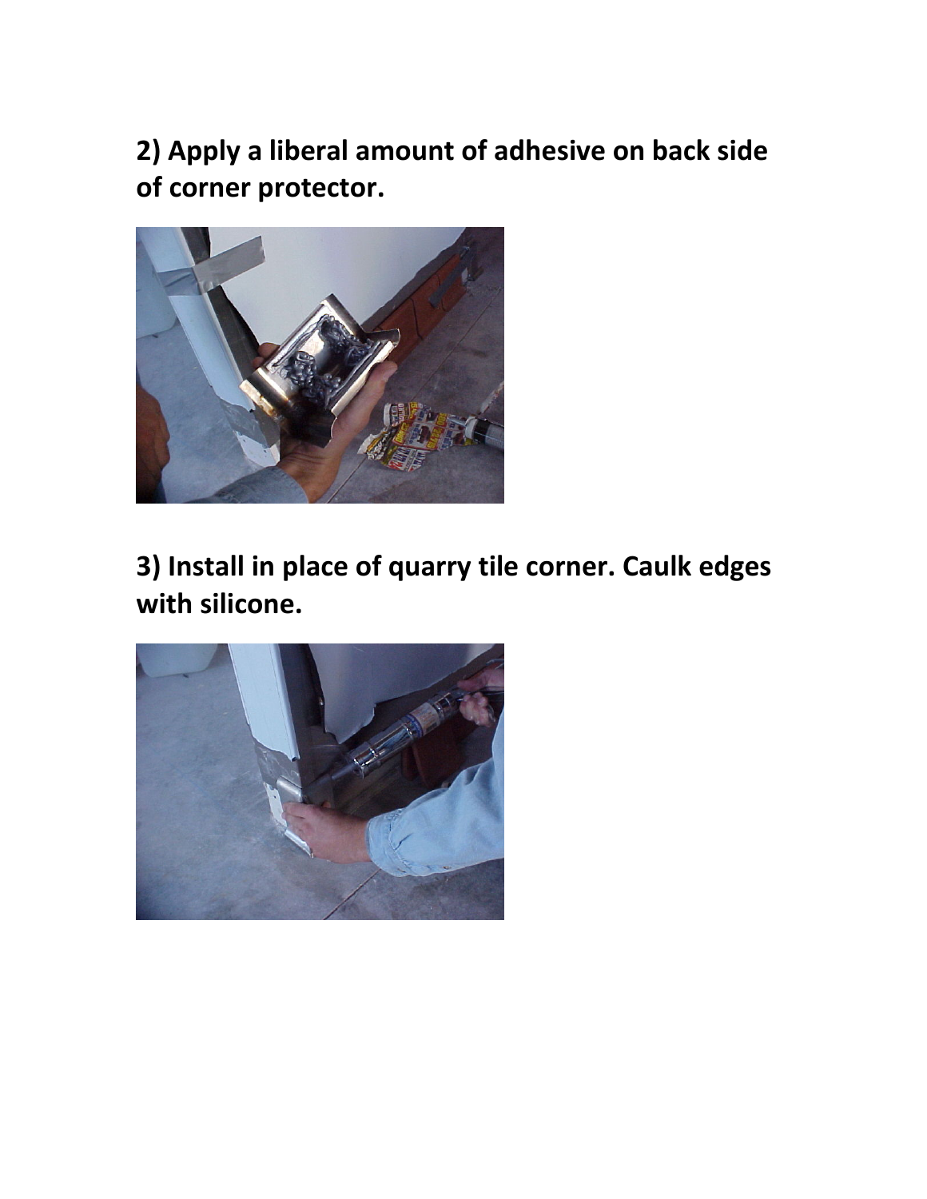**2) Apply a liberal amount of adhesive on back side of corner protector.**

**3) Install in place of quarry tile corner. Caulk edges with silicone.**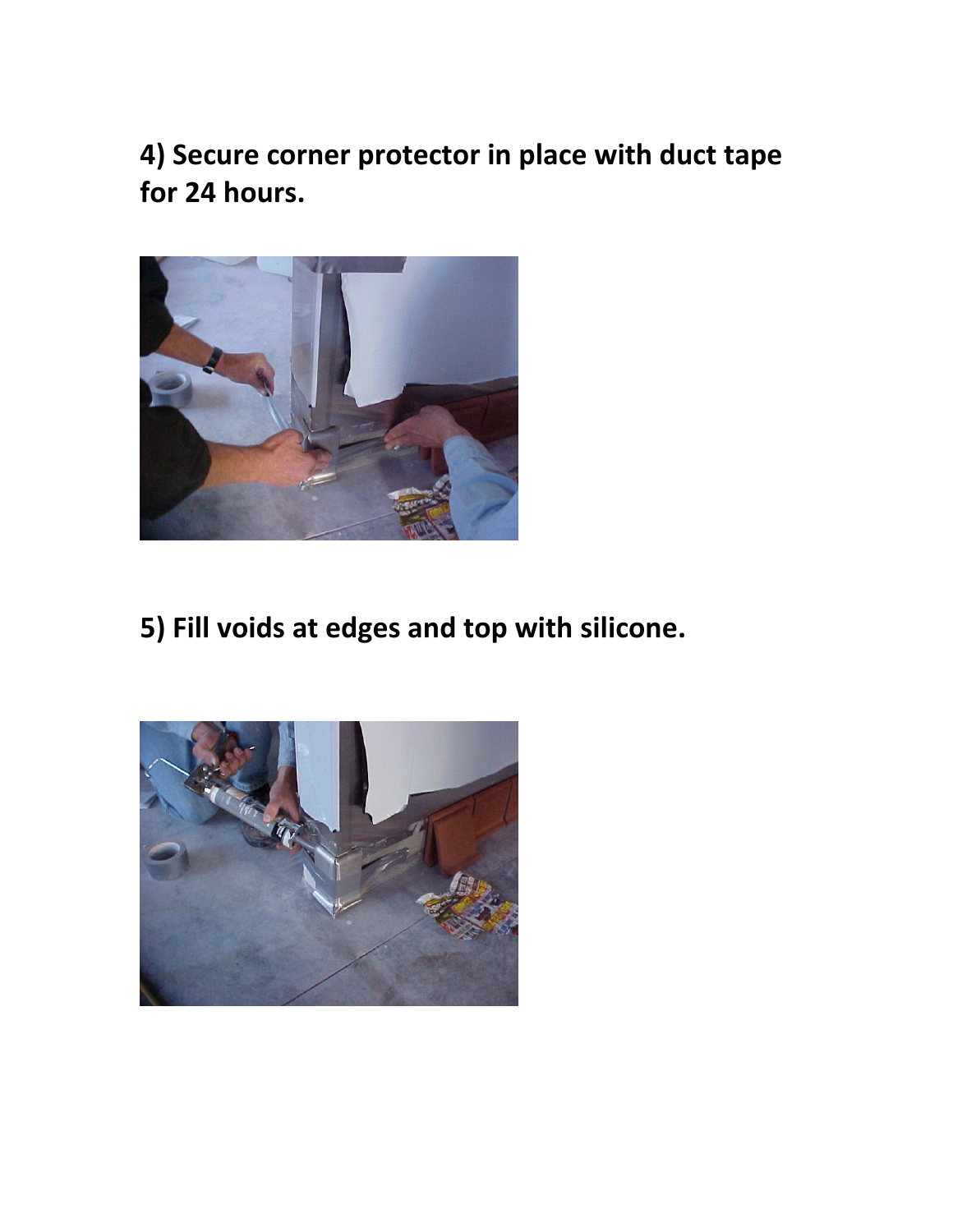**4) Secure corner protector in place with duct tape for 24 hours.**

**5) Fill voids at edges and top with silicone.**